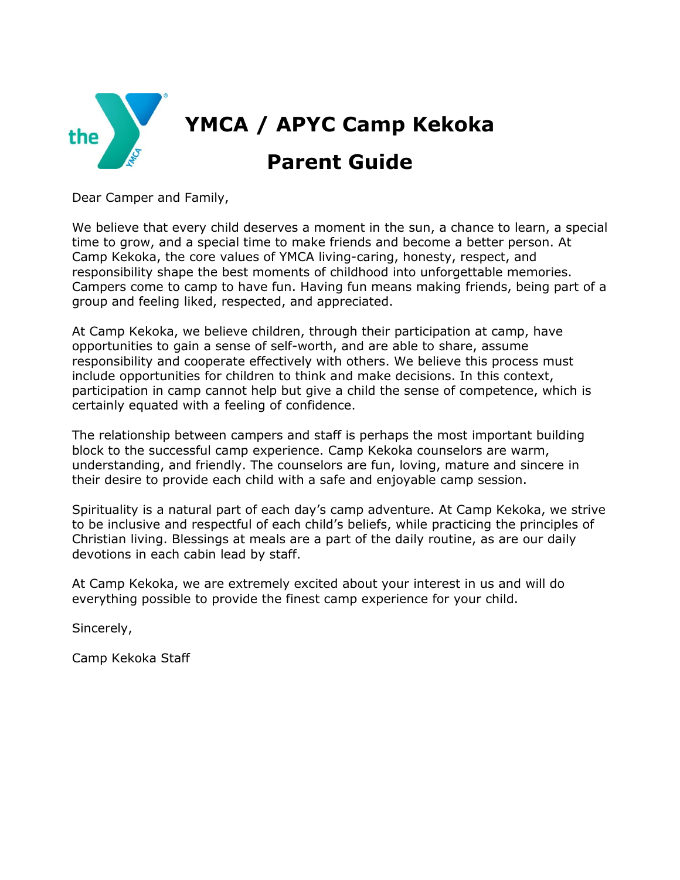# YMCA / APYC Camp Kekoka

# Parent Guide

Dear Camper and Family,

We believe that every child deserves a moment in the sun, a chance to learn, a special time to grow, and a special time to make friends and become a better person. At Camp Kekoka, the core values of YMCA living-caring, honesty, respect, and responsibility shape the best moments of childhood into unforgettable memories. Campers come to camp to have fun. Having fun means making friends, being part of a group and feeling liked, respected, and appreciated.

At Camp Kekoka, we believe children, through their participation at camp, have opportunities to gain a sense of self-worth, and are able to share, assume responsibility and cooperate effectively with others. We believe this process must include opportunities for children to think and make decisions. In this context, participation in camp cannot help but give a child the sense of competence, which is certainly equated with a feeling of confidence.

The relationship between campers and staff is perhaps the most important building block to the successful camp experience. Camp Kekoka counselors are warm, understanding, and friendly. The counselors are fun, loving, mature and sincere in their desire to provide each child with a safe and enjoyable camp session.

Spirituality is a natural part of each day's camp adventure. At Camp Kekoka, we strive to be inclusive and respectful of each child's beliefs, while practicing the principles of Christian living. Blessings at meals are a part of the daily routine, as are our daily devotions in each cabin lead by staff.

At Camp Kekoka, we are extremely excited about your interest in us and will do everything possible to provide the finest camp experience for your child.

Sincerely,

Camp Kekoka Staff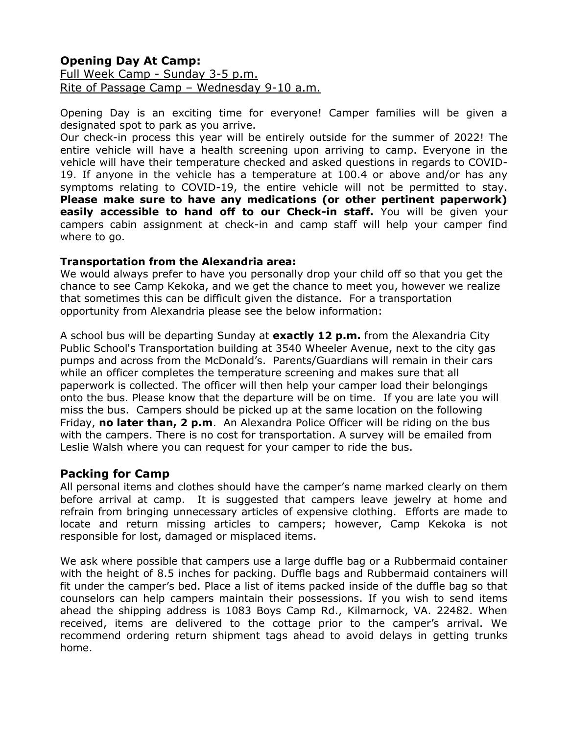## Opening Day At Camp:

Full Week Camp - Sunday 3-5 p.m.
Rite of Passage Camp – Wednesday 9-10 a.m.

Opening Day is an exciting time for everyone! Camper families will be given a designated spot to park as you arrive.
Our check-in process this year will be entirely outside for the summer of 2022! The entire vehicle will have a health screening upon arriving to camp. Everyone in the vehicle will have their temperature checked and asked questions in regards to COVID-19. If anyone in the vehicle has a temperature at 100.4 or above and/or has any symptoms relating to COVID-19, the entire vehicle will not be permitted to stay. **Please make sure to have any medications (or other pertinent paperwork) easily accessible to hand off to our Check-in staff.** You will be given your campers cabin assignment at check-in and camp staff will help your camper find where to go.

**Transportation from the Alexandria area:**
We would always prefer to have you personally drop your child off so that you get the chance to see Camp Kekoka, and we get the chance to meet you, however we realize that sometimes this can be difficult given the distance. For a transportation opportunity from Alexandria please see the below information:

A school bus will be departing Sunday at **exactly 12 p.m.** from the Alexandria City Public School's Transportation building at 3540 Wheeler Avenue, next to the city gas pumps and across from the McDonald's. Parents/Guardians will remain in their cars while an officer completes the temperature screening and makes sure that all paperwork is collected. The officer will then help your camper load their belongings onto the bus. Please know that the departure will be on time. If you are late you will miss the bus. Campers should be picked up at the same location on the following Friday, **no later than, 2 p.m**. An Alexandra Police Officer will be riding on the bus with the campers. There is no cost for transportation. A survey will be emailed from Leslie Walsh where you can request for your camper to ride the bus.

## Packing for Camp

All personal items and clothes should have the camper's name marked clearly on them before arrival at camp. It is suggested that campers leave jewelry at home and refrain from bringing unnecessary articles of expensive clothing. Efforts are made to locate and return missing articles to campers; however, Camp Kekoka is not responsible for lost, damaged or misplaced items.

We ask where possible that campers use a large duffle bag or a Rubbermaid container with the height of 8.5 inches for packing. Duffle bags and Rubbermaid containers will fit under the camper's bed. Place a list of items packed inside of the duffle bag so that counselors can help campers maintain their possessions. If you wish to send items ahead the shipping address is 1083 Boys Camp Rd., Kilmarnock, VA. 22482. When received, items are delivered to the cottage prior to the camper's arrival. We recommend ordering return shipment tags ahead to avoid delays in getting trunks home.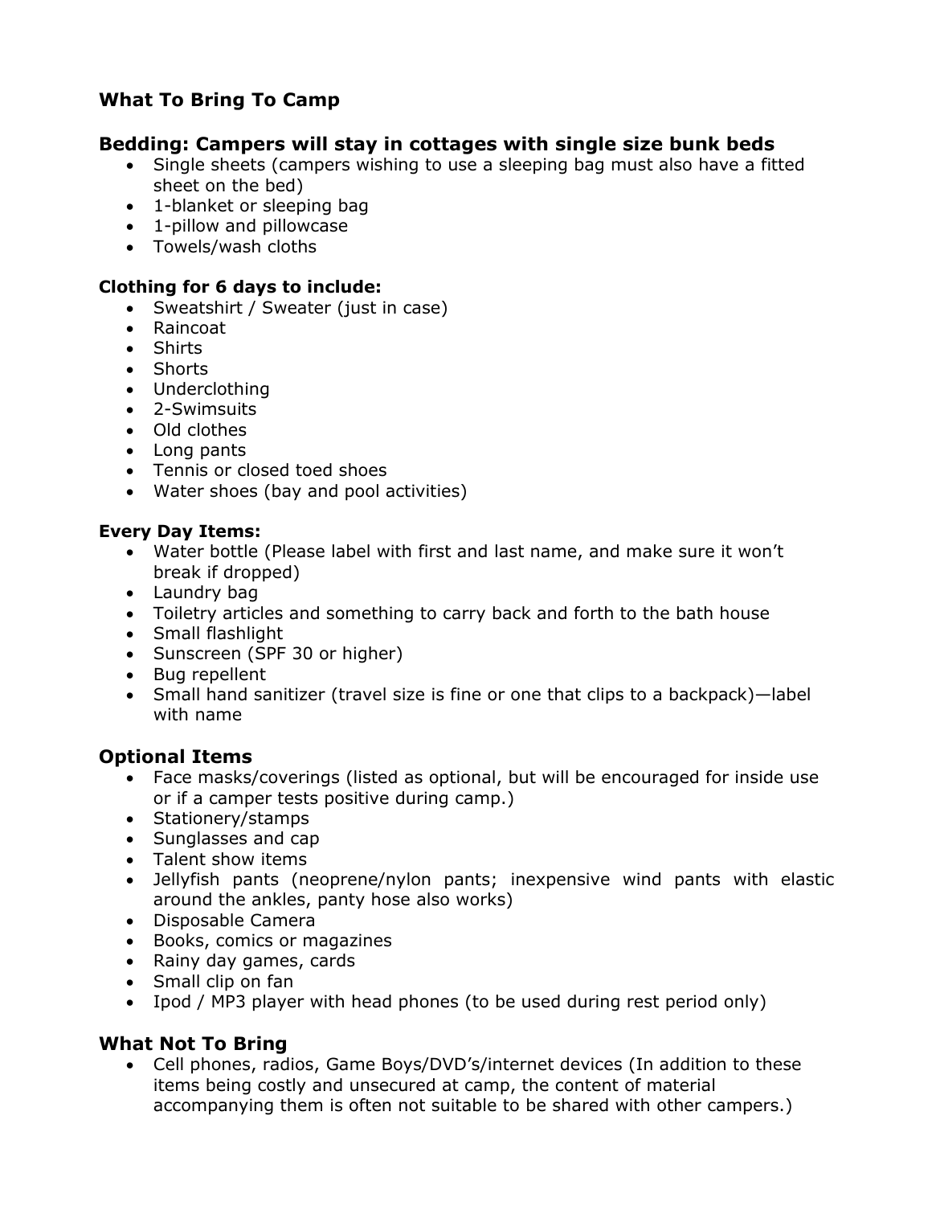## What To Bring To Camp

### Bedding: Campers will stay in cottages with single size bunk beds

- Single sheets (campers wishing to use a sleeping bag must also have a fitted sheet on the bed)
- 1-blanket or sleeping bag
- 1-pillow and pillowcase
- Towels/wash cloths

**Clothing for 6 days to include:**

- Sweatshirt / Sweater (just in case)
- Raincoat
- Shirts
- Shorts
- Underclothing
- 2-Swimsuits
- Old clothes
- Long pants
- Tennis or closed toed shoes
- Water shoes (bay and pool activities)

**Every Day Items:**

- Water bottle (Please label with first and last name, and make sure it won't break if dropped)
- Laundry bag
- Toiletry articles and something to carry back and forth to the bath house
- Small flashlight
- Sunscreen (SPF 30 or higher)
- Bug repellent
- Small hand sanitizer (travel size is fine or one that clips to a backpack)—label with name

### Optional Items

- Face masks/coverings (listed as optional, but will be encouraged for inside use or if a camper tests positive during camp.)
- Stationery/stamps
- Sunglasses and cap
- Talent show items
- Jellyfish pants (neoprene/nylon pants; inexpensive wind pants with elastic around the ankles, panty hose also works)
- Disposable Camera
- Books, comics or magazines
- Rainy day games, cards
- Small clip on fan
- Ipod / MP3 player with head phones (to be used during rest period only)

### What Not To Bring

- Cell phones, radios, Game Boys/DVD's/internet devices (In addition to these items being costly and unsecured at camp, the content of material accompanying them is often not suitable to be shared with other campers.)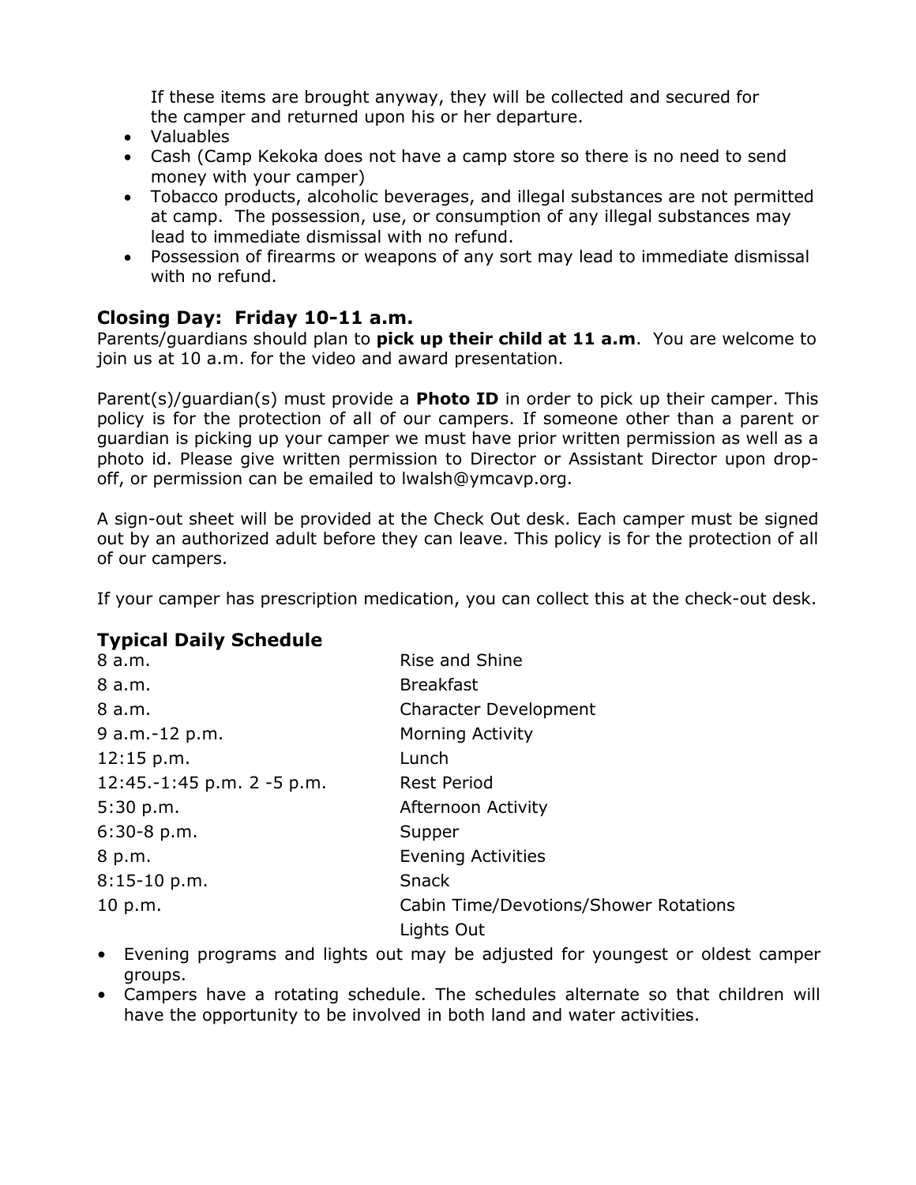If these items are brought anyway, they will be collected and secured for the camper and returned upon his or her departure.

- Valuables
- Cash (Camp Kekoka does not have a camp store so there is no need to send money with your camper)
- Tobacco products, alcoholic beverages, and illegal substances are not permitted at camp. The possession, use, or consumption of any illegal substances may lead to immediate dismissal with no refund.
- Possession of firearms or weapons of any sort may lead to immediate dismissal with no refund.

## Closing Day: Friday 10-11 a.m.

Parents/guardians should plan to **pick up their child at 11 a.m**. You are welcome to join us at 10 a.m. for the video and award presentation.

Parent(s)/guardian(s) must provide a **Photo ID** in order to pick up their camper. This policy is for the protection of all of our campers. If someone other than a parent or guardian is picking up your camper we must have prior written permission as well as a photo id. Please give written permission to Director or Assistant Director upon drop-off, or permission can be emailed to lwalsh@ymcavp.org.

A sign-out sheet will be provided at the Check Out desk. Each camper must be signed out by an authorized adult before they can leave. This policy is for the protection of all of our campers.

If your camper has prescription medication, you can collect this at the check-out desk.

## Typical Daily Schedule

| | |
|---|---|
| 8 a.m. | Rise and Shine |
| 8 a.m. | Breakfast |
| 8 a.m. | Character Development |
| 9 a.m.-12 p.m. | Morning Activity |
| 12:15 p.m. | Lunch |
| 12:45.-1:45 p.m. 2 -5 p.m. | Rest Period |
| 5:30 p.m. | Afternoon Activity |
| 6:30-8 p.m. | Supper |
| 8 p.m. | Evening Activities |
| 8:15-10 p.m. | Snack |
| 10 p.m. | Cabin Time/Devotions/Shower Rotations |
| | Lights Out |

- Evening programs and lights out may be adjusted for youngest or oldest camper groups.
- Campers have a rotating schedule. The schedules alternate so that children will have the opportunity to be involved in both land and water activities.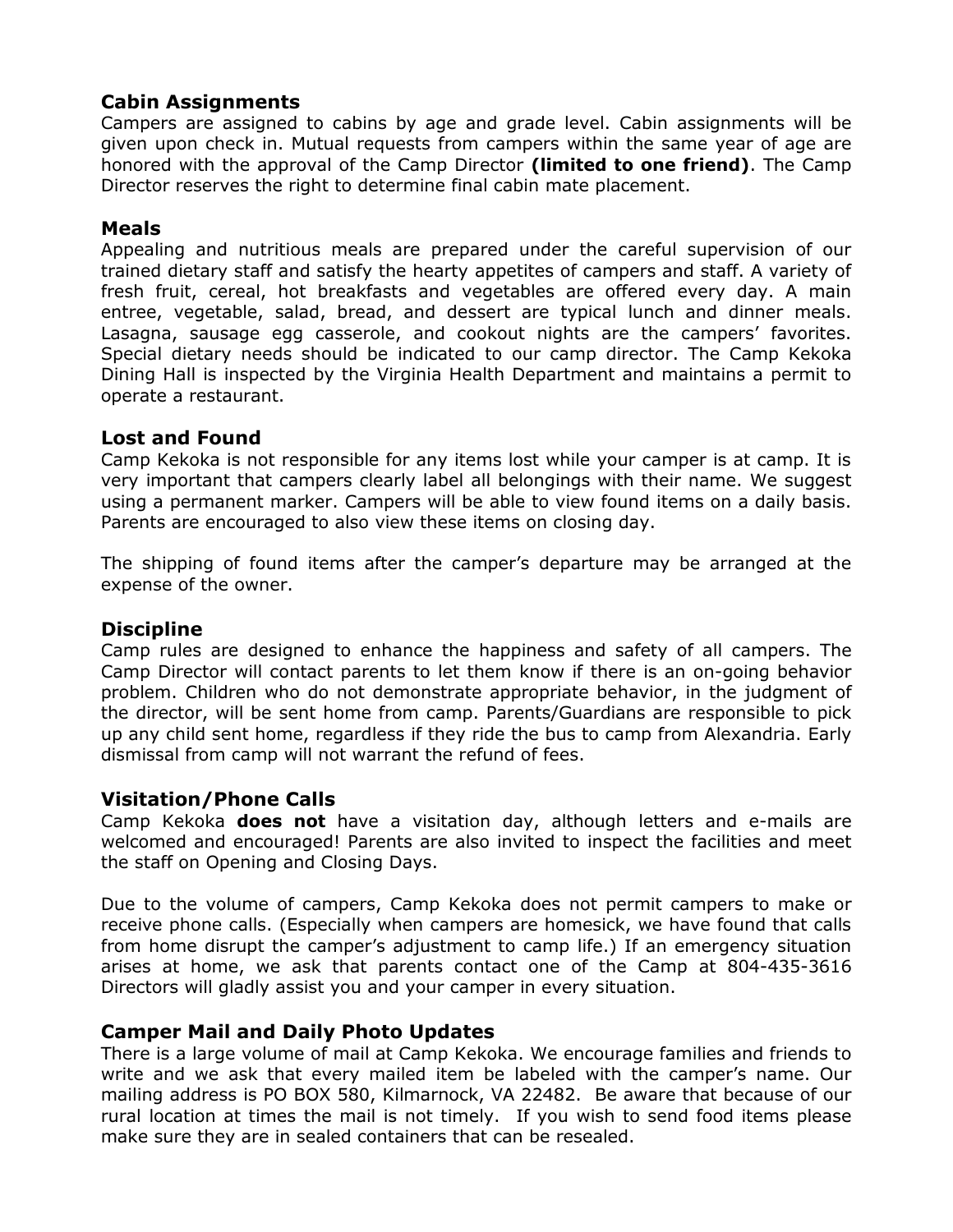## Cabin Assignments

Campers are assigned to cabins by age and grade level. Cabin assignments will be given upon check in. Mutual requests from campers within the same year of age are honored with the approval of the Camp Director **(limited to one friend)**. The Camp Director reserves the right to determine final cabin mate placement.

## Meals

Appealing and nutritious meals are prepared under the careful supervision of our trained dietary staff and satisfy the hearty appetites of campers and staff. A variety of fresh fruit, cereal, hot breakfasts and vegetables are offered every day. A main entree, vegetable, salad, bread, and dessert are typical lunch and dinner meals. Lasagna, sausage egg casserole, and cookout nights are the campers' favorites. Special dietary needs should be indicated to our camp director. The Camp Kekoka Dining Hall is inspected by the Virginia Health Department and maintains a permit to operate a restaurant.

## Lost and Found

Camp Kekoka is not responsible for any items lost while your camper is at camp. It is very important that campers clearly label all belongings with their name. We suggest using a permanent marker. Campers will be able to view found items on a daily basis. Parents are encouraged to also view these items on closing day.

The shipping of found items after the camper's departure may be arranged at the expense of the owner.

## Discipline

Camp rules are designed to enhance the happiness and safety of all campers. The Camp Director will contact parents to let them know if there is an on-going behavior problem. Children who do not demonstrate appropriate behavior, in the judgment of the director, will be sent home from camp. Parents/Guardians are responsible to pick up any child sent home, regardless if they ride the bus to camp from Alexandria. Early dismissal from camp will not warrant the refund of fees.

## Visitation/Phone Calls

Camp Kekoka **does not** have a visitation day, although letters and e-mails are welcomed and encouraged! Parents are also invited to inspect the facilities and meet the staff on Opening and Closing Days.

Due to the volume of campers, Camp Kekoka does not permit campers to make or receive phone calls. (Especially when campers are homesick, we have found that calls from home disrupt the camper's adjustment to camp life.) If an emergency situation arises at home, we ask that parents contact one of the Camp at 804-435-3616 Directors will gladly assist you and your camper in every situation.

## Camper Mail and Daily Photo Updates

There is a large volume of mail at Camp Kekoka. We encourage families and friends to write and we ask that every mailed item be labeled with the camper's name. Our mailing address is PO BOX 580, Kilmarnock, VA 22482. Be aware that because of our rural location at times the mail is not timely. If you wish to send food items please make sure they are in sealed containers that can be resealed.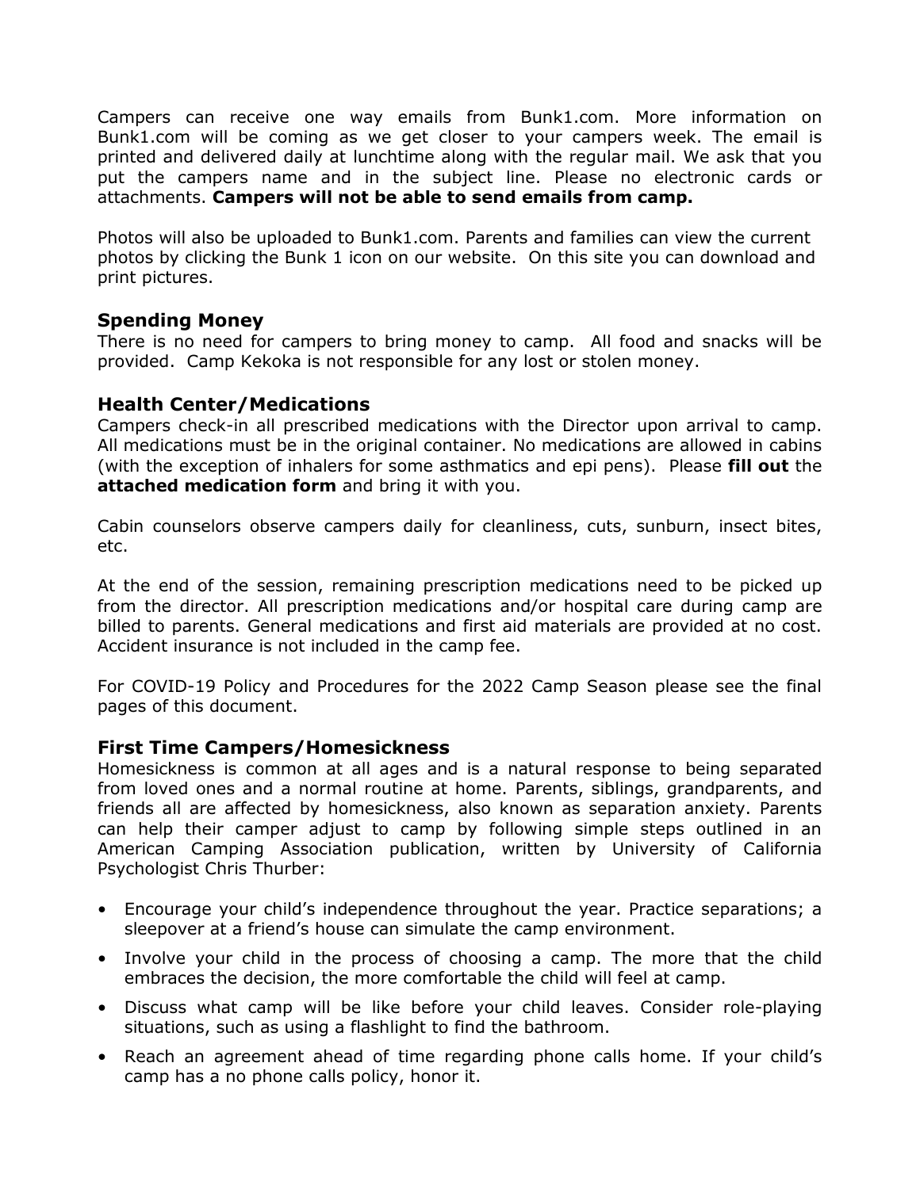Campers can receive one way emails from Bunk1.com. More information on Bunk1.com will be coming as we get closer to your campers week. The email is printed and delivered daily at lunchtime along with the regular mail. We ask that you put the campers name and in the subject line. Please no electronic cards or attachments. **Campers will not be able to send emails from camp.**

Photos will also be uploaded to Bunk1.com. Parents and families can view the current photos by clicking the Bunk 1 icon on our website. On this site you can download and print pictures.

## Spending Money

There is no need for campers to bring money to camp. All food and snacks will be provided. Camp Kekoka is not responsible for any lost or stolen money.

## Health Center/Medications

Campers check-in all prescribed medications with the Director upon arrival to camp. All medications must be in the original container. No medications are allowed in cabins (with the exception of inhalers for some asthmatics and epi pens). Please **fill out** the **attached medication form** and bring it with you.

Cabin counselors observe campers daily for cleanliness, cuts, sunburn, insect bites, etc.

At the end of the session, remaining prescription medications need to be picked up from the director. All prescription medications and/or hospital care during camp are billed to parents. General medications and first aid materials are provided at no cost. Accident insurance is not included in the camp fee.

For COVID-19 Policy and Procedures for the 2022 Camp Season please see the final pages of this document.

## First Time Campers/Homesickness

Homesickness is common at all ages and is a natural response to being separated from loved ones and a normal routine at home. Parents, siblings, grandparents, and friends all are affected by homesickness, also known as separation anxiety. Parents can help their camper adjust to camp by following simple steps outlined in an American Camping Association publication, written by University of California Psychologist Chris Thurber:

- Encourage your child's independence throughout the year. Practice separations; a sleepover at a friend's house can simulate the camp environment.
- Involve your child in the process of choosing a camp. The more that the child embraces the decision, the more comfortable the child will feel at camp.
- Discuss what camp will be like before your child leaves. Consider role-playing situations, such as using a flashlight to find the bathroom.
- Reach an agreement ahead of time regarding phone calls home. If your child's camp has a no phone calls policy, honor it.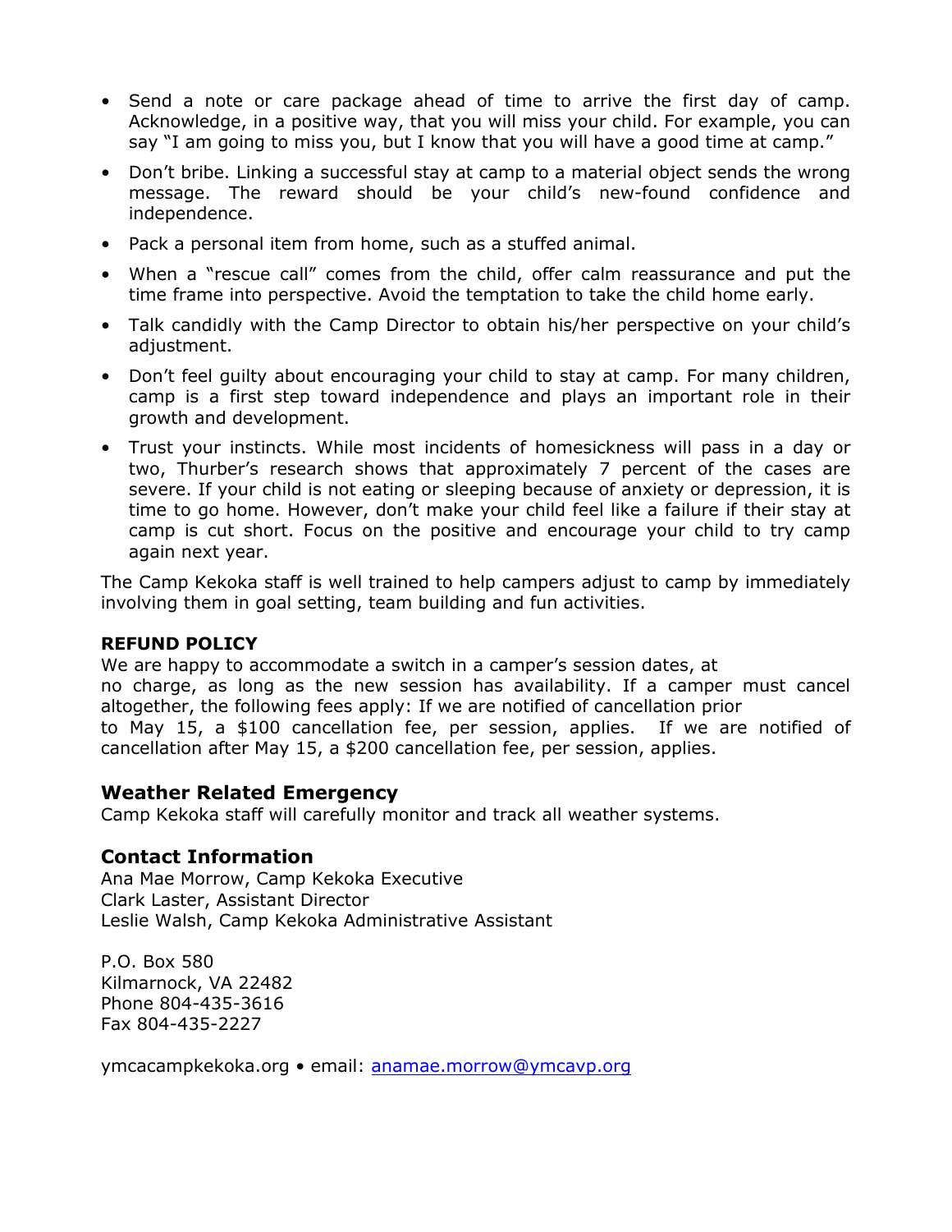- Send a note or care package ahead of time to arrive the first day of camp. Acknowledge, in a positive way, that you will miss your child. For example, you can say "I am going to miss you, but I know that you will have a good time at camp."
- Don't bribe. Linking a successful stay at camp to a material object sends the wrong message. The reward should be your child's new-found confidence and independence.
- Pack a personal item from home, such as a stuffed animal.
- When a "rescue call" comes from the child, offer calm reassurance and put the time frame into perspective. Avoid the temptation to take the child home early.
- Talk candidly with the Camp Director to obtain his/her perspective on your child's adjustment.
- Don't feel guilty about encouraging your child to stay at camp. For many children, camp is a first step toward independence and plays an important role in their growth and development.
- Trust your instincts. While most incidents of homesickness will pass in a day or two, Thurber's research shows that approximately 7 percent of the cases are severe. If your child is not eating or sleeping because of anxiety or depression, it is time to go home. However, don't make your child feel like a failure if their stay at camp is cut short. Focus on the positive and encourage your child to try camp again next year.

The Camp Kekoka staff is well trained to help campers adjust to camp by immediately involving them in goal setting, team building and fun activities.

**REFUND POLICY**

We are happy to accommodate a switch in a camper's session dates, at no charge, as long as the new session has availability. If a camper must cancel altogether, the following fees apply: If we are notified of cancellation prior to May 15, a $100 cancellation fee, per session, applies. If we are notified of cancellation after May 15, a $200 cancellation fee, per session, applies.

## Weather Related Emergency

Camp Kekoka staff will carefully monitor and track all weather systems.

## Contact Information

Ana Mae Morrow, Camp Kekoka Executive
Clark Laster, Assistant Director
Leslie Walsh, Camp Kekoka Administrative Assistant

P.O. Box 580
Kilmarnock, VA 22482
Phone 804-435-3616
Fax 804-435-2227

ymcacampkekoka.org • email: anamae.morrow@ymcavp.org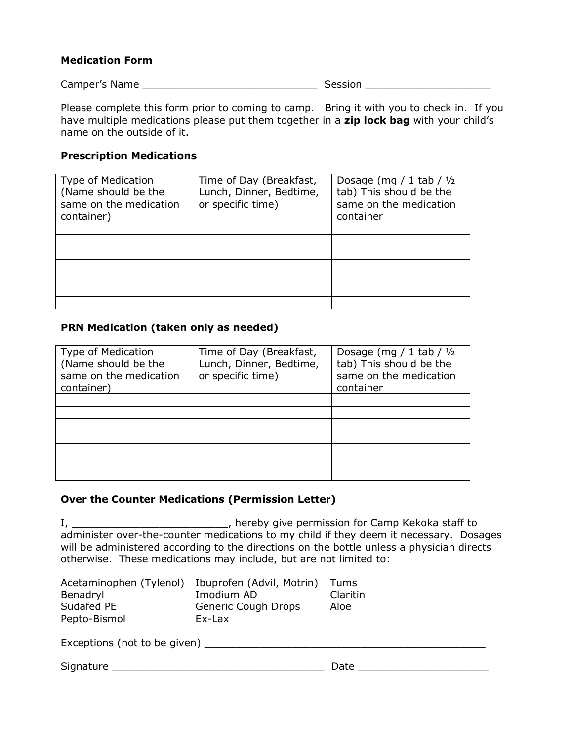**Medication Form**

Camper's Name ____________________________ Session ____________________

Please complete this form prior to coming to camp. Bring it with you to check in. If you have multiple medications please put them together in a **zip lock bag** with your child's name on the outside of it.

**Prescription Medications**

| Type of Medication (Name should be the same on the medication container) | Time of Day (Breakfast, Lunch, Dinner, Bedtime, or specific time) | Dosage (mg / 1 tab / ½ tab) This should be the same on the medication container |
|---|---|---|
| | | |
| | | |
| | | |
| | | |
| | | |
| | | |
| | | |

**PRN Medication (taken only as needed)**

| Type of Medication (Name should be the same on the medication container) | Time of Day (Breakfast, Lunch, Dinner, Bedtime, or specific time) | Dosage (mg / 1 tab / ½ tab) This should be the same on the medication container |
|---|---|---|
| | | |
| | | |
| | | |
| | | |
| | | |
| | | |
| | | |

**Over the Counter Medications (Permission Letter)**

I, ________________________, hereby give permission for Camp Kekoka staff to administer over-the-counter medications to my child if they deem it necessary. Dosages will be administered according to the directions on the bottle unless a physician directs otherwise. These medications may include, but are not limited to:

- Acetaminophen (Tylenol)
- Ibuprofen (Advil, Motrin)
- Tums
- Benadryl
- Imodium AD
- Claritin
- Sudafed PE
- Generic Cough Drops
- Aloe
- Pepto-Bismol
- Ex-Lax

Exceptions (not to be given) _______________________________________________

Signature __________________________________ Date ____________________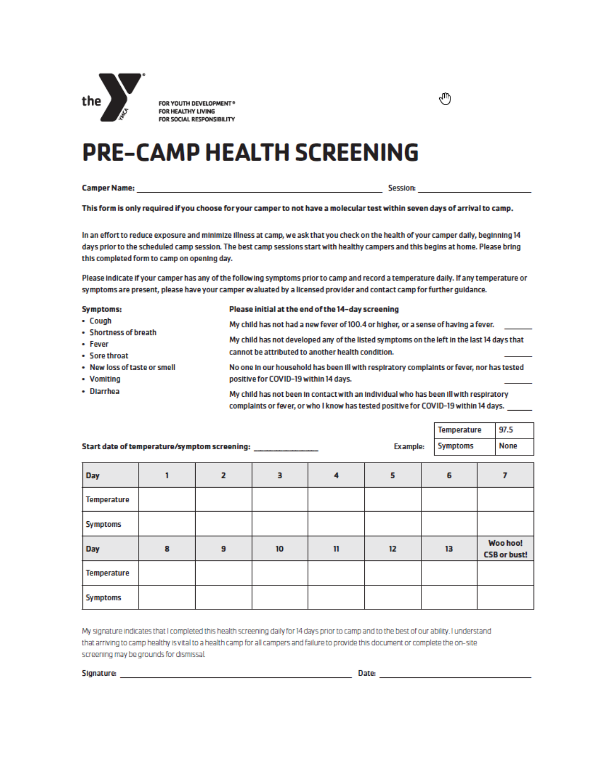the Y

FOR YOUTH DEVELOPMENT®
FOR HEALTHY LIVING
FOR SOCIAL RESPONSIBILITY

# PRE-CAMP HEALTH SCREENING

**Camper Name:** ______________________________ **Session:** ______________

**This form is only required if you choose for your camper to not have a molecular test within seven days of arrival to camp.**

In an effort to reduce exposure and minimize illness at camp, we ask that you check on the health of your camper daily, beginning 14 days prior to the scheduled camp session. The best camp sessions start with healthy campers and this begins at home. Please bring this completed form to camp on opening day.

Please indicate if your camper has any of the following symptoms prior to camp and record a temperature daily. If any temperature or symptoms are present, please have your camper evaluated by a licensed provider and contact camp for further guidance.

**Symptoms:**

- Cough
- Shortness of breath
- Fever
- Sore throat
- New loss of taste or smell
- Vomiting
- Diarrhea

**Please initial at the end of the 14-day screening**

My child has not had a new fever of 100.4 or higher, or a sense of having a fever. ______

My child has not developed any of the listed symptoms on the left in the last 14 days that cannot be attributed to another health condition. ______

No one in our household has been ill with respiratory complaints or fever, nor has tested positive for COVID-19 within 14 days. ______

My child has not been in contact with an individual who has been ill with respiratory complaints or fever, or who I know has tested positive for COVID-19 within 14 days. ______

**Start date of temperature/symptom screening:** ______________

Example:

| Temperature | 97.5 |
| --- | --- |
| Symptoms | None |

| Day | 1 | 2 | 3 | 4 | 5 | 6 | 7 |
| --- | --- | --- | --- | --- | --- | --- | --- |
| Temperature | | | | | | | |
| Symptoms | | | | | | | |
| **Day** | **8** | **9** | **10** | **11** | **12** | **13** | **Woo hoo! CSB or bust!** |
| Temperature | | | | | | | |
| Symptoms | | | | | | | |

My signature indicates that I completed this health screening daily for 14 days prior to camp and to the best of our ability. I understand that arriving to camp healthy is vital to a health camp for all campers and failure to provide this document or complete the on-site screening may be grounds for dismissal.

**Signature:** ______________________________ **Date:** ______________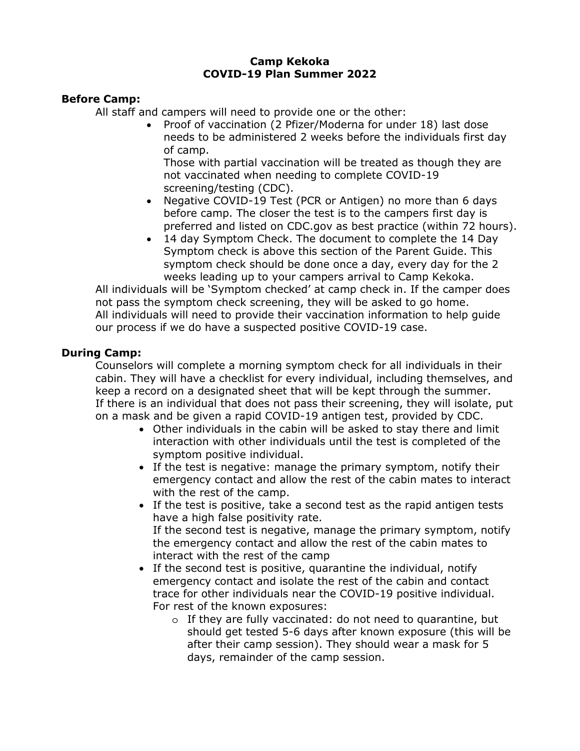**Camp Kekoka**
**COVID-19 Plan Summer 2022**

**Before Camp:**

All staff and campers will need to provide one or the other:

- Proof of vaccination (2 Pfizer/Moderna for under 18) last dose needs to be administered 2 weeks before the individuals first day of camp.
  Those with partial vaccination will be treated as though they are not vaccinated when needing to complete COVID-19 screening/testing (CDC).
- Negative COVID-19 Test (PCR or Antigen) no more than 6 days before camp. The closer the test is to the campers first day is preferred and listed on CDC.gov as best practice (within 72 hours).
- 14 day Symptom Check. The document to complete the 14 Day Symptom check is above this section of the Parent Guide. This symptom check should be done once a day, every day for the 2 weeks leading up to your campers arrival to Camp Kekoka.

All individuals will be 'Symptom checked' at camp check in. If the camper does not pass the symptom check screening, they will be asked to go home.
All individuals will need to provide their vaccination information to help guide our process if we do have a suspected positive COVID-19 case.

**During Camp:**

Counselors will complete a morning symptom check for all individuals in their cabin. They will have a checklist for every individual, including themselves, and keep a record on a designated sheet that will be kept through the summer.
If there is an individual that does not pass their screening, they will isolate, put on a mask and be given a rapid COVID-19 antigen test, provided by CDC.

- Other individuals in the cabin will be asked to stay there and limit interaction with other individuals until the test is completed of the symptom positive individual.
- If the test is negative: manage the primary symptom, notify their emergency contact and allow the rest of the cabin mates to interact with the rest of the camp.
- If the test is positive, take a second test as the rapid antigen tests have a high false positivity rate.
  If the second test is negative, manage the primary symptom, notify the emergency contact and allow the rest of the cabin mates to interact with the rest of the camp
- If the second test is positive, quarantine the individual, notify emergency contact and isolate the rest of the cabin and contact trace for other individuals near the COVID-19 positive individual.
  For rest of the known exposures:
  - If they are fully vaccinated: do not need to quarantine, but should get tested 5-6 days after known exposure (this will be after their camp session). They should wear a mask for 5 days, remainder of the camp session.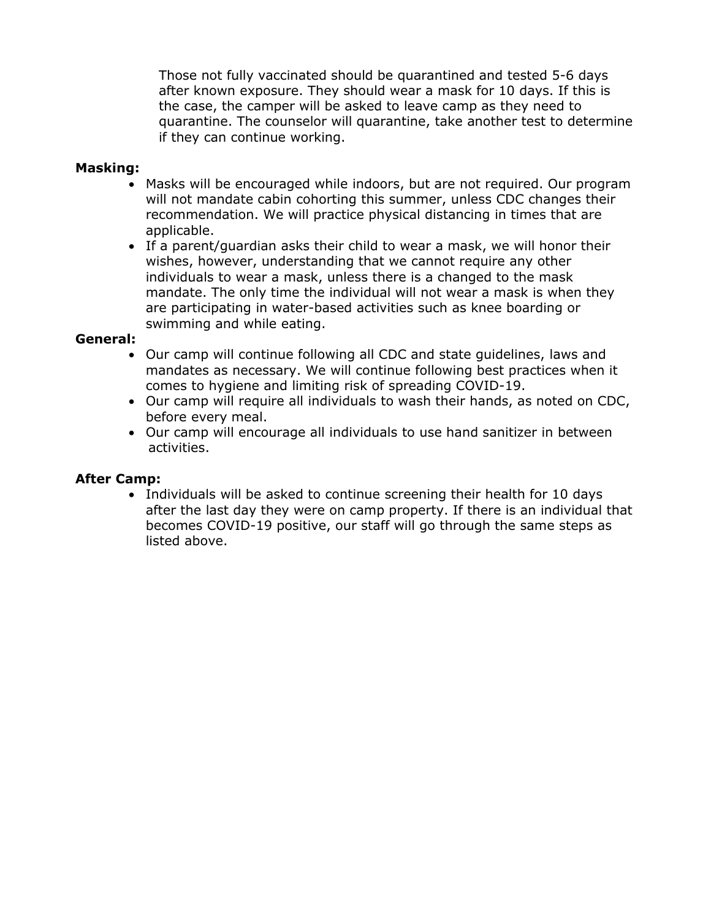Those not fully vaccinated should be quarantined and tested 5-6 days after known exposure. They should wear a mask for 10 days. If this is the case, the camper will be asked to leave camp as they need to quarantine. The counselor will quarantine, take another test to determine if they can continue working.

**Masking:**

- Masks will be encouraged while indoors, but are not required. Our program will not mandate cabin cohorting this summer, unless CDC changes their recommendation. We will practice physical distancing in times that are applicable.
- If a parent/guardian asks their child to wear a mask, we will honor their wishes, however, understanding that we cannot require any other individuals to wear a mask, unless there is a changed to the mask mandate. The only time the individual will not wear a mask is when they are participating in water-based activities such as knee boarding or swimming and while eating.

**General:**

- Our camp will continue following all CDC and state guidelines, laws and mandates as necessary. We will continue following best practices when it comes to hygiene and limiting risk of spreading COVID-19.
- Our camp will require all individuals to wash their hands, as noted on CDC, before every meal.
- Our camp will encourage all individuals to use hand sanitizer in between activities.

**After Camp:**

- Individuals will be asked to continue screening their health for 10 days after the last day they were on camp property. If there is an individual that becomes COVID-19 positive, our staff will go through the same steps as listed above.